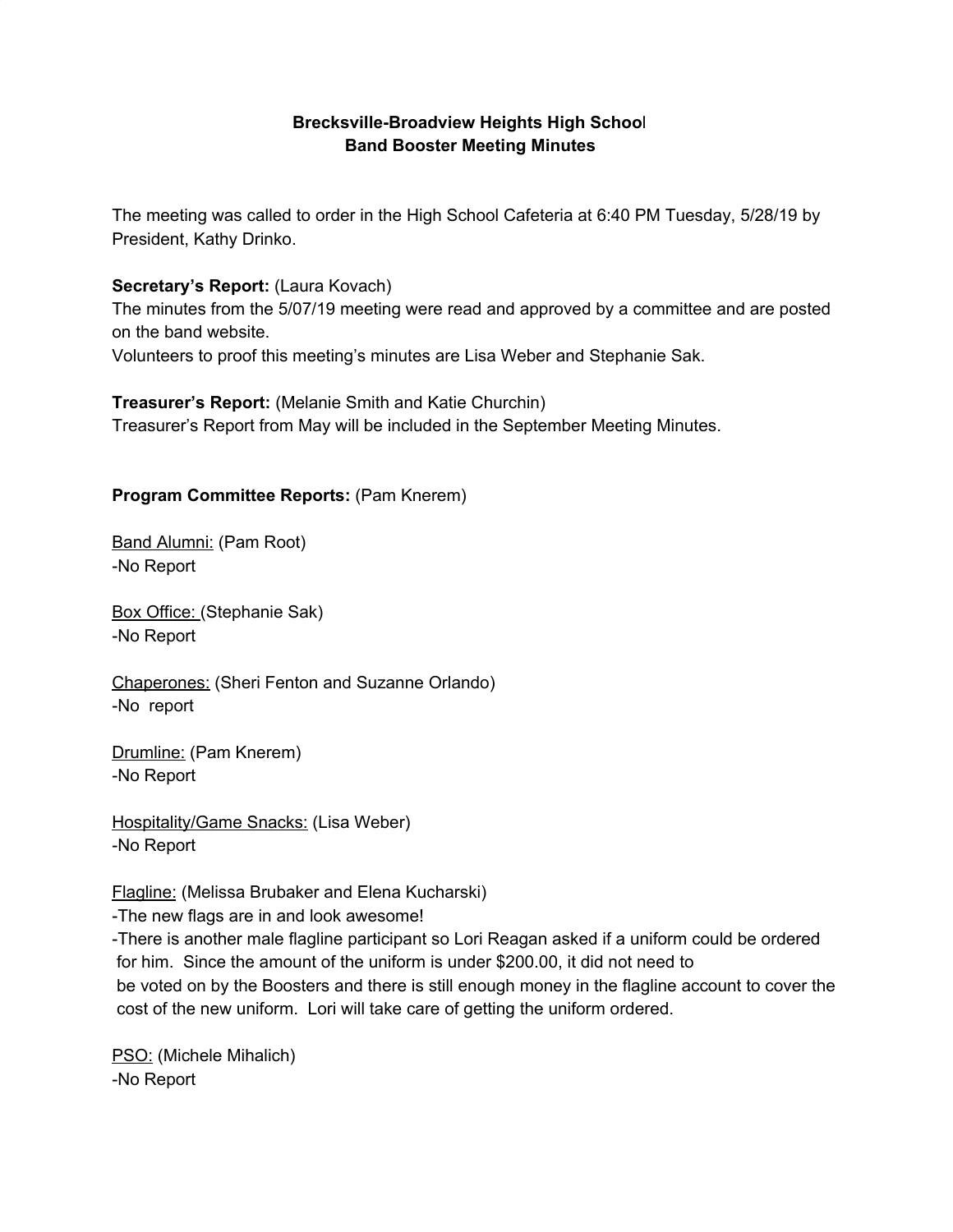**Brecksville-Broadview Heights High School**
**Band Booster Meeting Minutes**

The meeting was called to order in the High School Cafeteria at 6:40 PM Tuesday, 5/28/19 by President, Kathy Drinko.

**Secretary's Report:** (Laura Kovach)
The minutes from the 5/07/19 meeting were read and approved by a committee and are posted on the band website.
Volunteers to proof this meeting's minutes are Lisa Weber and Stephanie Sak.

**Treasurer's Report:** (Melanie Smith and Katie Churchin)
Treasurer's Report from May will be included in the September Meeting Minutes.

**Program Committee Reports:** (Pam Knerem)

Band Alumni: (Pam Root)
-No Report

Box Office: (Stephanie Sak)
-No Report

Chaperones: (Sheri Fenton and Suzanne Orlando)
-No report

Drumline: (Pam Knerem)
-No Report

Hospitality/Game Snacks: (Lisa Weber)
-No Report

Flagline: (Melissa Brubaker and Elena Kucharski)
-The new flags are in and look awesome!
-There is another male flagline participant so Lori Reagan asked if a uniform could be ordered for him. Since the amount of the uniform is under $200.00, it did not need to be voted on by the Boosters and there is still enough money in the flagline account to cover the cost of the new uniform. Lori will take care of getting the uniform ordered.

PSO: (Michele Mihalich)
-No Report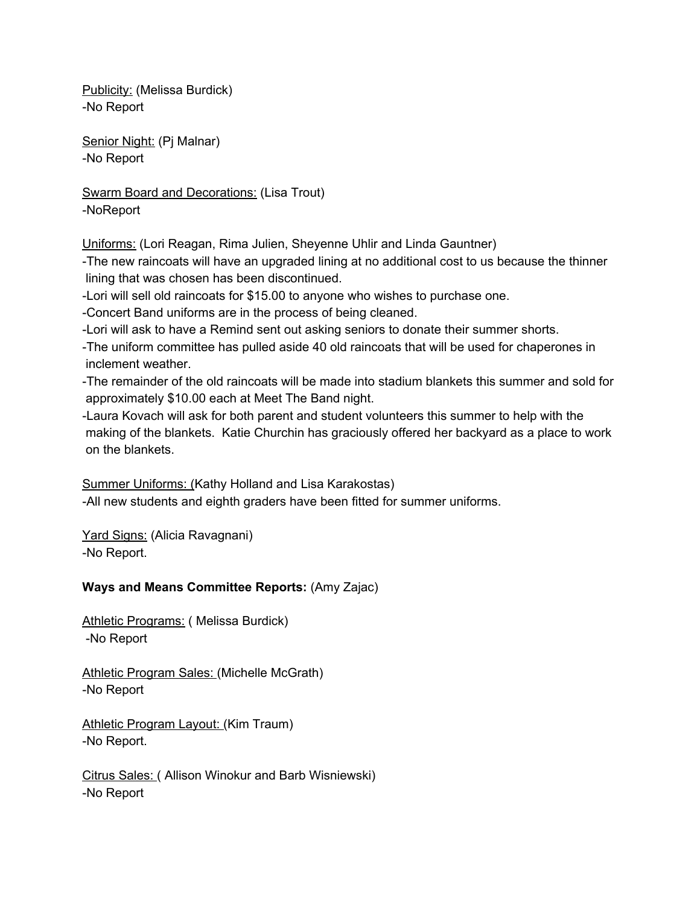Publicity: (Melissa Burdick)
-No Report

Senior Night: (Pj Malnar)
-No Report

Swarm Board and Decorations: (Lisa Trout)
-NoReport

Uniforms: (Lori Reagan, Rima Julien, Sheyenne Uhlir and Linda Gauntner)
-The new raincoats will have an upgraded lining at no additional cost to us because the thinner lining that was chosen has been discontinued.
-Lori will sell old raincoats for $15.00 to anyone who wishes to purchase one.
-Concert Band uniforms are in the process of being cleaned.
-Lori will ask to have a Remind sent out asking seniors to donate their summer shorts.
-The uniform committee has pulled aside 40 old raincoats that will be used for chaperones in inclement weather.
-The remainder of the old raincoats will be made into stadium blankets this summer and sold for approximately $10.00 each at Meet The Band night.
-Laura Kovach will ask for both parent and student volunteers this summer to help with the making of the blankets. Katie Churchin has graciously offered her backyard as a place to work on the blankets.

Summer Uniforms: (Kathy Holland and Lisa Karakostas)
-All new students and eighth graders have been fitted for summer uniforms.

Yard Signs: (Alicia Ravagnani)
-No Report.

**Ways and Means Committee Reports:** (Amy Zajac)

Athletic Programs: ( Melissa Burdick)
-No Report

Athletic Program Sales: (Michelle McGrath)
-No Report

Athletic Program Layout: (Kim Traum)
-No Report.

Citrus Sales: ( Allison Winokur and Barb Wisniewski)
-No Report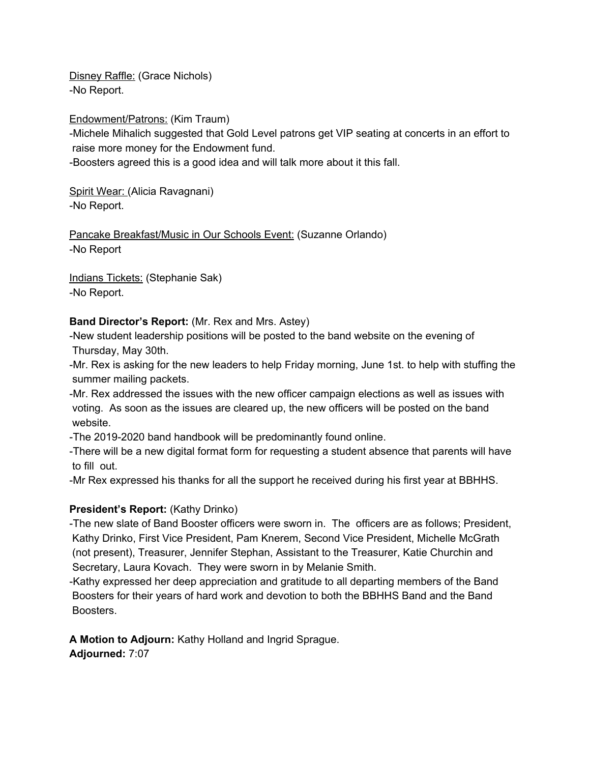Disney Raffle: (Grace Nichols)
-No Report.

Endowment/Patrons: (Kim Traum)
-Michele Mihalich suggested that Gold Level patrons get VIP seating at concerts in an effort to raise more money for the Endowment fund.
-Boosters agreed this is a good idea and will talk more about it this fall.

Spirit Wear: (Alicia Ravagnani)
-No Report.

Pancake Breakfast/Music in Our Schools Event: (Suzanne Orlando)
-No Report

Indians Tickets: (Stephanie Sak)
-No Report.

**Band Director's Report:** (Mr. Rex and Mrs. Astey)
-New student leadership positions will be posted to the band website on the evening of Thursday, May 30th.
-Mr. Rex is asking for the new leaders to help Friday morning, June 1st. to help with stuffing the summer mailing packets.
-Mr. Rex addressed the issues with the new officer campaign elections as well as issues with voting. As soon as the issues are cleared up, the new officers will be posted on the band website.
-The 2019-2020 band handbook will be predominantly found online.
-There will be a new digital format form for requesting a student absence that parents will have to fill out.
-Mr Rex expressed his thanks for all the support he received during his first year at BBHHS.

**President's Report:** (Kathy Drinko)
-The new slate of Band Booster officers were sworn in. The officers are as follows; President, Kathy Drinko, First Vice President, Pam Knerem, Second Vice President, Michelle McGrath (not present), Treasurer, Jennifer Stephan, Assistant to the Treasurer, Katie Churchin and Secretary, Laura Kovach. They were sworn in by Melanie Smith.
-Kathy expressed her deep appreciation and gratitude to all departing members of the Band Boosters for their years of hard work and devotion to both the BBHHS Band and the Band Boosters.

**A Motion to Adjourn:** Kathy Holland and Ingrid Sprague.
**Adjourned:** 7:07